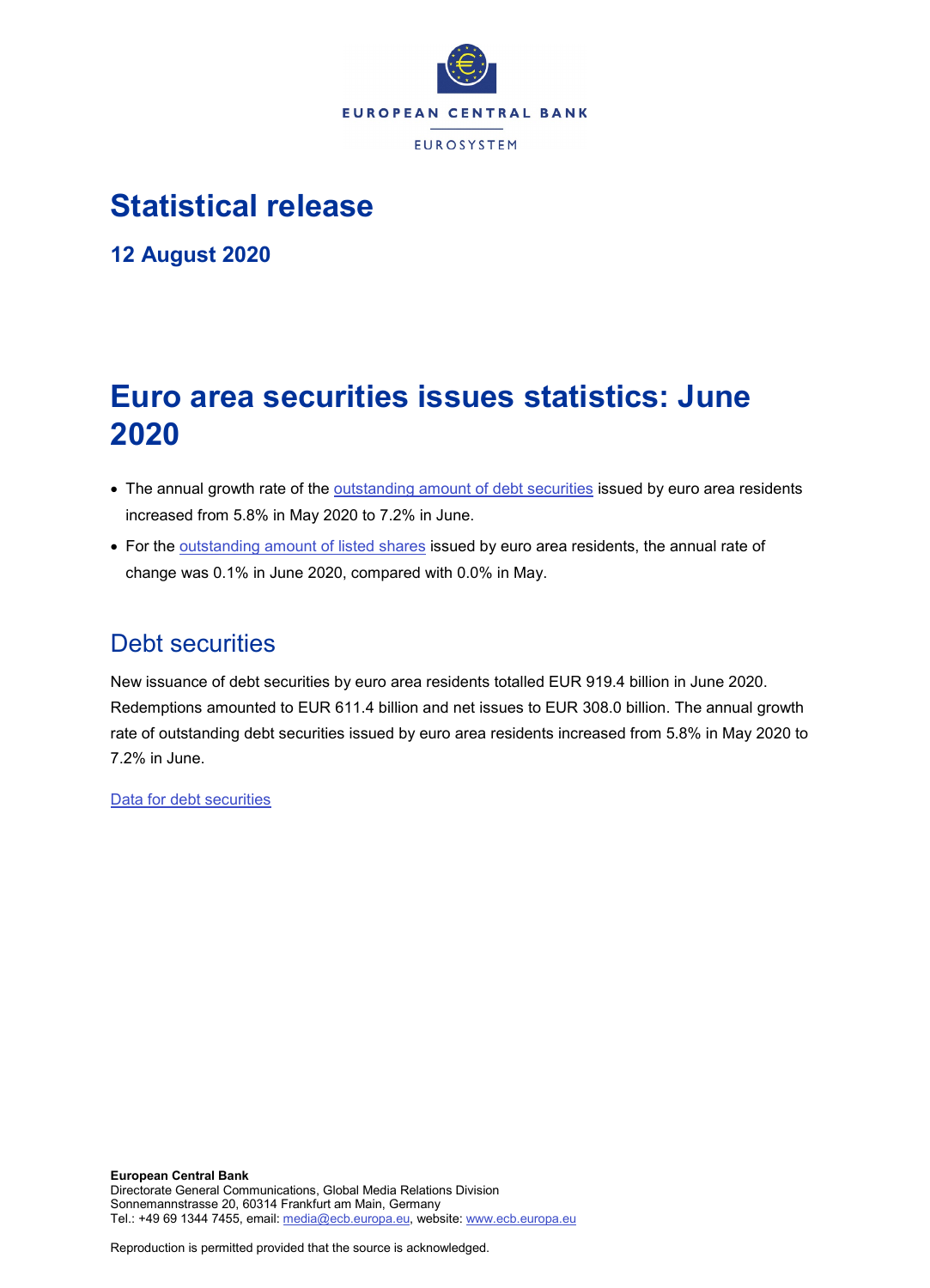EUROPEAN CENTRAL BANK

EUROSYSTEM

# Statistical release

**12 August 2020**

# Euro area securities issues statistics: June 2020

- The annual growth rate of the outstanding amount of debt securities issued by euro area residents increased from 5.8% in May 2020 to 7.2% in June.
- For the outstanding amount of listed shares issued by euro area residents, the annual rate of change was 0.1% in June 2020, compared with 0.0% in May.

## Debt securities

New issuance of debt securities by euro area residents totalled EUR 919.4 billion in June 2020. Redemptions amounted to EUR 611.4 billion and net issues to EUR 308.0 billion. The annual growth rate of outstanding debt securities issued by euro area residents increased from 5.8% in May 2020 to 7.2% in June.

Data for debt securities

**European Central Bank**
Directorate General Communications, Global Media Relations Division
Sonnemannstrasse 20, 60314 Frankfurt am Main, Germany
Tel.: +49 69 1344 7455, email: media@ecb.europa.eu, website: www.ecb.europa.eu

Reproduction is permitted provided that the source is acknowledged.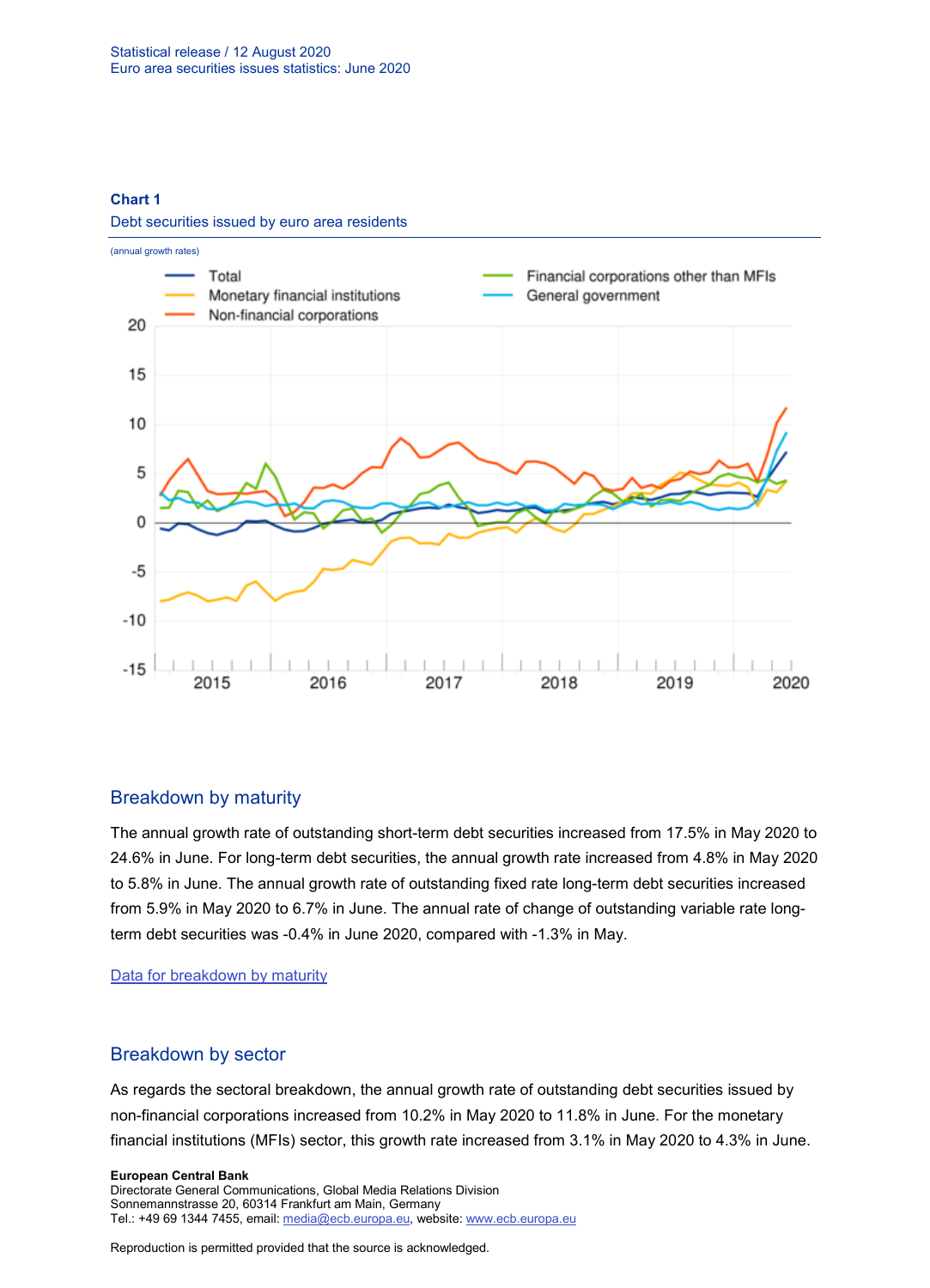**Chart 1**

Debt securities issued by euro area residents

(annual growth rates)

## Breakdown by maturity

The annual growth rate of outstanding short-term debt securities increased from 17.5% in May 2020 to 24.6% in June. For long-term debt securities, the annual growth rate increased from 4.8% in May 2020 to 5.8% in June. The annual growth rate of outstanding fixed rate long-term debt securities increased from 5.9% in May 2020 to 6.7% in June. The annual rate of change of outstanding variable rate long-term debt securities was -0.4% in June 2020, compared with -1.3% in May.

[Data for breakdown by maturity](Data for breakdown by maturity)

## Breakdown by sector

As regards the sectoral breakdown, the annual growth rate of outstanding debt securities issued by non-financial corporations increased from 10.2% in May 2020 to 11.8% in June. For the monetary financial institutions (MFIs) sector, this growth rate increased from 3.1% in May 2020 to 4.3% in June.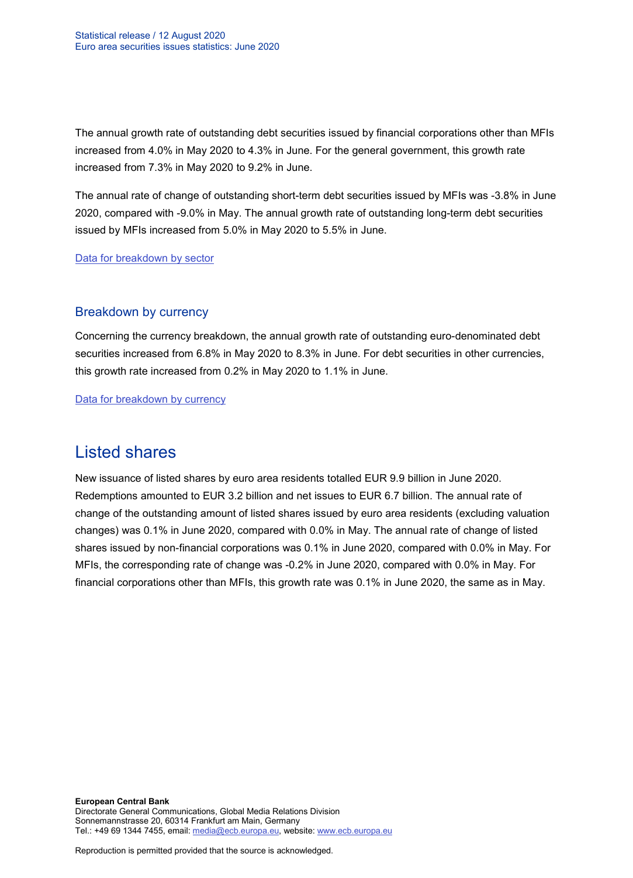The annual growth rate of outstanding debt securities issued by financial corporations other than MFIs increased from 4.0% in May 2020 to 4.3% in June. For the general government, this growth rate increased from 7.3% in May 2020 to 9.2% in June.

The annual rate of change of outstanding short-term debt securities issued by MFIs was -3.8% in June 2020, compared with -9.0% in May. The annual growth rate of outstanding long-term debt securities issued by MFIs increased from 5.0% in May 2020 to 5.5% in June.

Data for breakdown by sector

### Breakdown by currency

Concerning the currency breakdown, the annual growth rate of outstanding euro-denominated debt securities increased from 6.8% in May 2020 to 8.3% in June. For debt securities in other currencies, this growth rate increased from 0.2% in May 2020 to 1.1% in June.

Data for breakdown by currency

## Listed shares

New issuance of listed shares by euro area residents totalled EUR 9.9 billion in June 2020. Redemptions amounted to EUR 3.2 billion and net issues to EUR 6.7 billion. The annual rate of change of the outstanding amount of listed shares issued by euro area residents (excluding valuation changes) was 0.1% in June 2020, compared with 0.0% in May. The annual rate of change of listed shares issued by non-financial corporations was 0.1% in June 2020, compared with 0.0% in May. For MFIs, the corresponding rate of change was -0.2% in June 2020, compared with 0.0% in May. For financial corporations other than MFIs, this growth rate was 0.1% in June 2020, the same as in May.

**European Central Bank**
Directorate General Communications, Global Media Relations Division
Sonnemannstrasse 20, 60314 Frankfurt am Main, Germany
Tel.: +49 69 1344 7455, email: media@ecb.europa.eu, website: www.ecb.europa.eu

Reproduction is permitted provided that the source is acknowledged.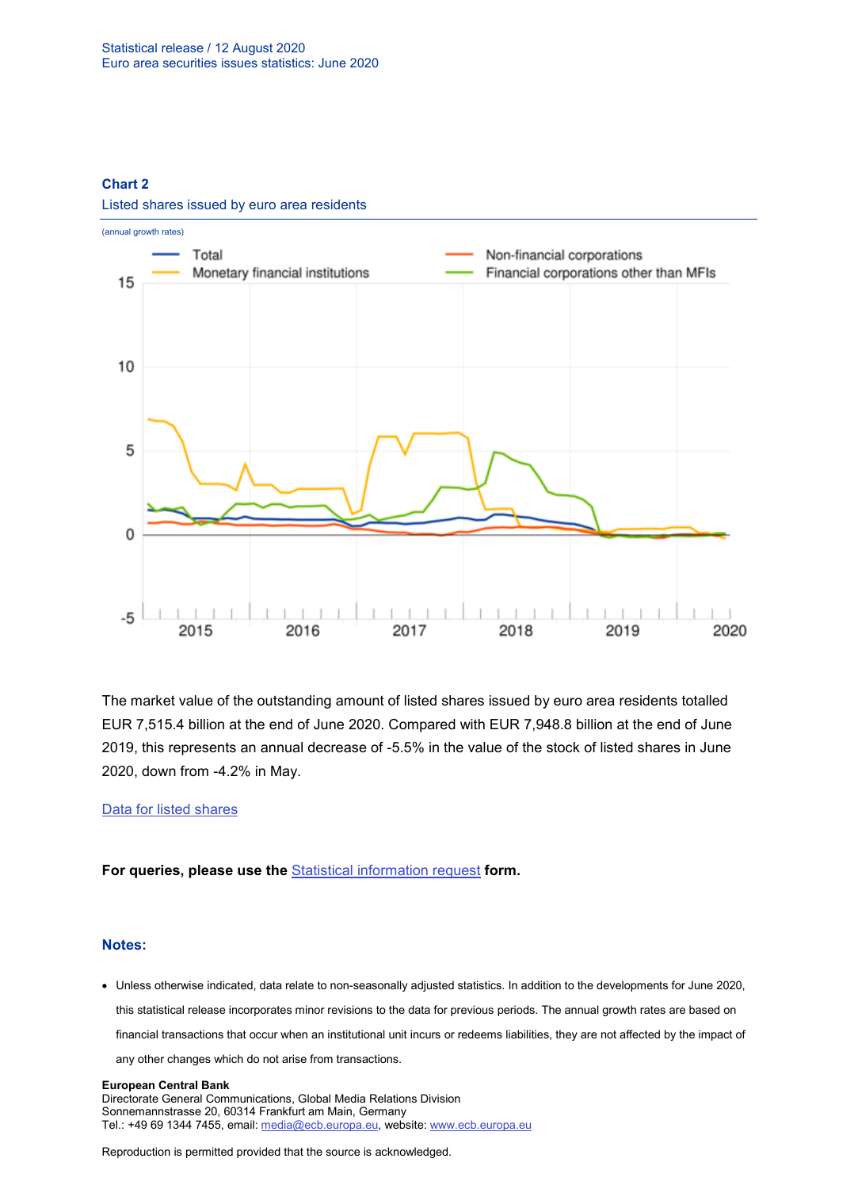**Chart 2**

Listed shares issued by euro area residents

(annual growth rates)

The market value of the outstanding amount of listed shares issued by euro area residents totalled EUR 7,515.4 billion at the end of June 2020. Compared with EUR 7,948.8 billion at the end of June 2019, this represents an annual decrease of -5.5% in the value of the stock of listed shares in June 2020, down from -4.2% in May.

[Data for listed shares]

**For queries, please use the [Statistical information request] form.**

## Notes:

- Unless otherwise indicated, data relate to non-seasonally adjusted statistics. In addition to the developments for June 2020, this statistical release incorporates minor revisions to the data for previous periods. The annual growth rates are based on financial transactions that occur when an institutional unit incurs or redeems liabilities, they are not affected by the impact of any other changes which do not arise from transactions.

**European Central Bank**
Directorate General Communications, Global Media Relations Division
Sonnemannstrasse 20, 60314 Frankfurt am Main, Germany
Tel.: +49 69 1344 7455, email: media@ecb.europa.eu, website: www.ecb.europa.eu

Reproduction is permitted provided that the source is acknowledged.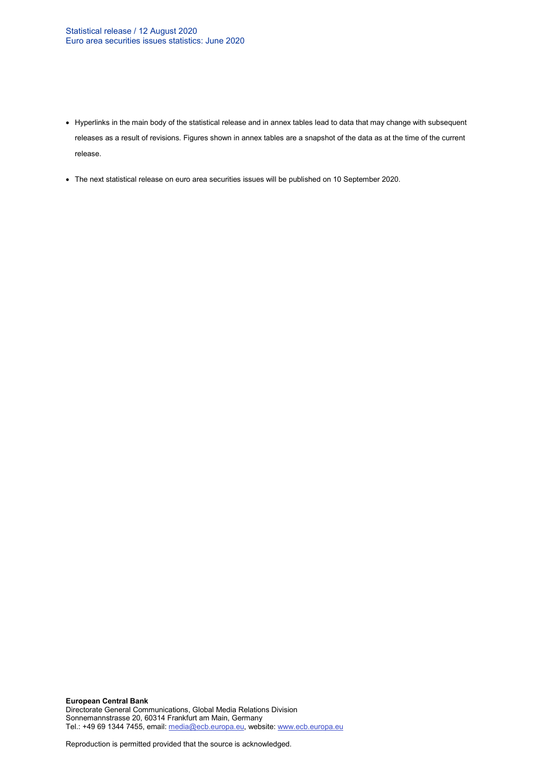- Hyperlinks in the main body of the statistical release and in annex tables lead to data that may change with subsequent releases as a result of revisions. Figures shown in annex tables are a snapshot of the data as at the time of the current release.

- The next statistical release on euro area securities issues will be published on 10 September 2020.

**European Central Bank**
Directorate General Communications, Global Media Relations Division
Sonnemannstrasse 20, 60314 Frankfurt am Main, Germany
Tel.: +49 69 1344 7455, email: media@ecb.europa.eu, website: www.ecb.europa.eu

Reproduction is permitted provided that the source is acknowledged.